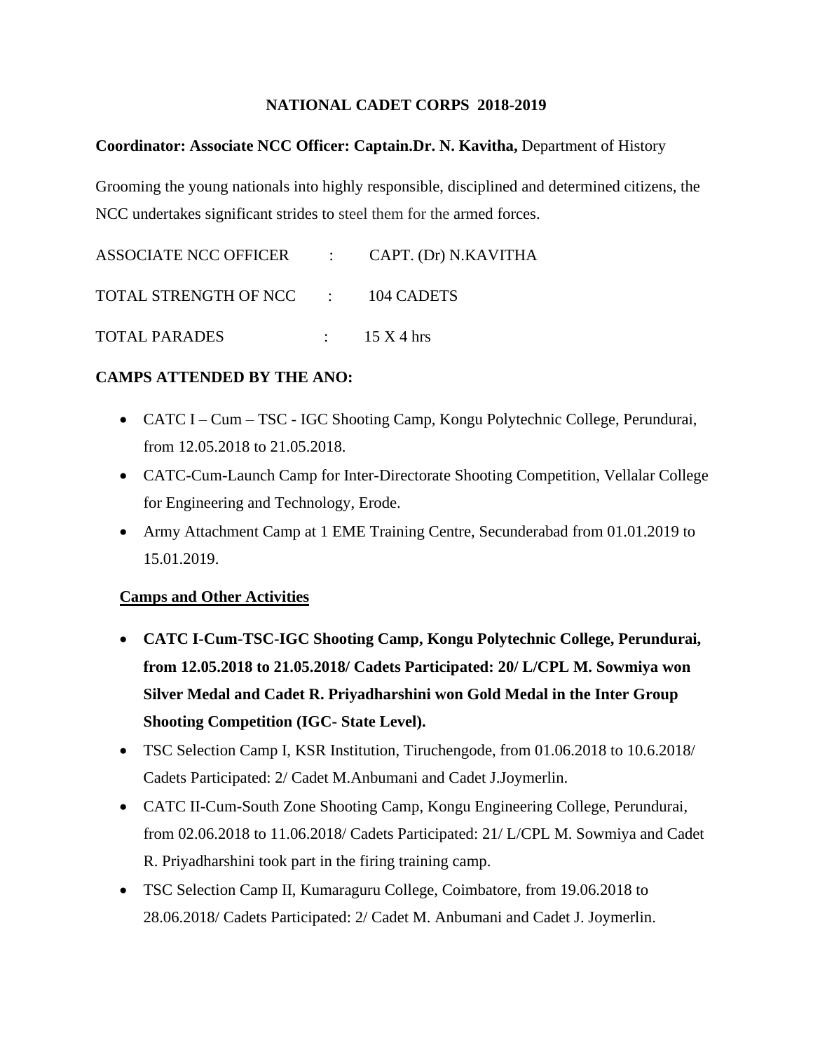# NATIONAL CADET CORPS 2018-2019

**Coordinator: Associate NCC Officer: Captain.Dr. N. Kavitha,** Department of History

Grooming the young nationals into highly responsible, disciplined and determined citizens, the NCC undertakes significant strides to steel them for the armed forces.

ASSOCIATE NCC OFFICER : CAPT. (Dr) N.KAVITHA

TOTAL STRENGTH OF NCC : 104 CADETS

TOTAL PARADES : 15 X 4 hrs

**CAMPS ATTENDED BY THE ANO:**

- CATC I – Cum – TSC - IGC Shooting Camp, Kongu Polytechnic College, Perundurai, from 12.05.2018 to 21.05.2018.
- CATC-Cum-Launch Camp for Inter-Directorate Shooting Competition, Vellalar College for Engineering and Technology, Erode.
- Army Attachment Camp at 1 EME Training Centre, Secunderabad from 01.01.2019 to 15.01.2019.

**Camps and Other Activities**

- **CATC I-Cum-TSC-IGC Shooting Camp, Kongu Polytechnic College, Perundurai, from 12.05.2018 to 21.05.2018/ Cadets Participated: 20/ L/CPL M. Sowmiya won Silver Medal and Cadet R. Priyadharshini won Gold Medal in the Inter Group Shooting Competition (IGC- State Level).**
- TSC Selection Camp I, KSR Institution, Tiruchengode, from 01.06.2018 to 10.6.2018/ Cadets Participated: 2/ Cadet M.Anbumani and Cadet J.Joymerlin.
- CATC II-Cum-South Zone Shooting Camp, Kongu Engineering College, Perundurai, from 02.06.2018 to 11.06.2018/ Cadets Participated: 21/ L/CPL M. Sowmiya and Cadet R. Priyadharshini took part in the firing training camp.
- TSC Selection Camp II, Kumaraguru College, Coimbatore, from 19.06.2018 to 28.06.2018/ Cadets Participated: 2/ Cadet M. Anbumani and Cadet J. Joymerlin.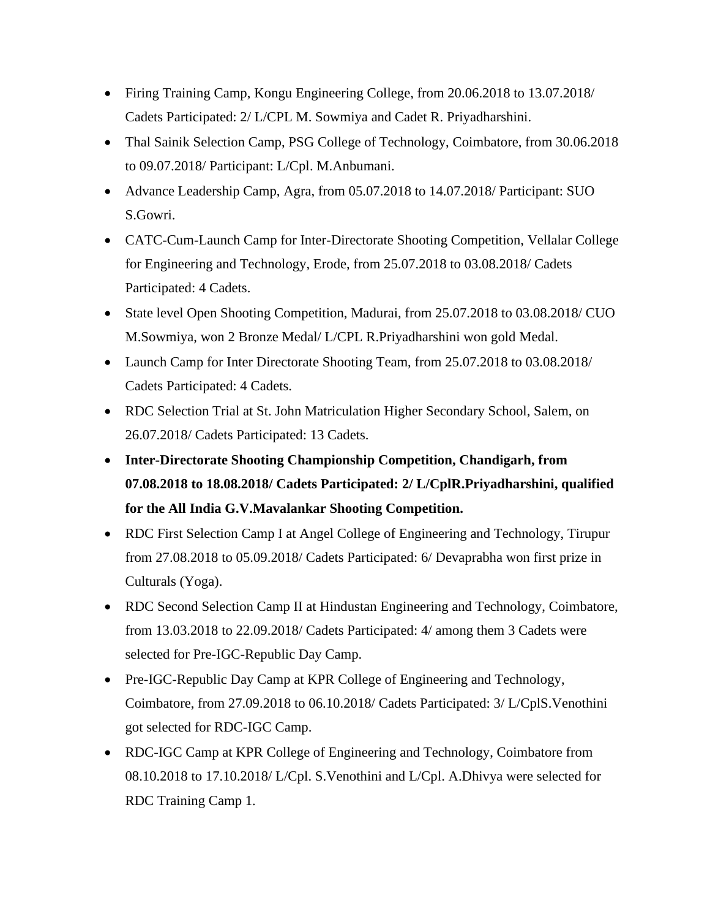- Firing Training Camp, Kongu Engineering College, from 20.06.2018 to 13.07.2018/ Cadets Participated: 2/ L/CPL M. Sowmiya and Cadet R. Priyadharshini.
- Thal Sainik Selection Camp, PSG College of Technology, Coimbatore, from 30.06.2018 to 09.07.2018/ Participant: L/Cpl. M.Anbumani.
- Advance Leadership Camp, Agra, from 05.07.2018 to 14.07.2018/ Participant: SUO S.Gowri.
- CATC-Cum-Launch Camp for Inter-Directorate Shooting Competition, Vellalar College for Engineering and Technology, Erode, from 25.07.2018 to 03.08.2018/ Cadets Participated: 4 Cadets.
- State level Open Shooting Competition, Madurai, from 25.07.2018 to 03.08.2018/ CUO M.Sowmiya, won 2 Bronze Medal/ L/CPL R.Priyadharshini won gold Medal.
- Launch Camp for Inter Directorate Shooting Team, from 25.07.2018 to 03.08.2018/ Cadets Participated: 4 Cadets.
- RDC Selection Trial at St. John Matriculation Higher Secondary School, Salem, on 26.07.2018/ Cadets Participated: 13 Cadets.
- **Inter-Directorate Shooting Championship Competition, Chandigarh, from 07.08.2018 to 18.08.2018/ Cadets Participated: 2/ L/CplR.Priyadharshini, qualified for the All India G.V.Mavalankar Shooting Competition.**
- RDC First Selection Camp I at Angel College of Engineering and Technology, Tirupur from 27.08.2018 to 05.09.2018/ Cadets Participated: 6/ Devaprabha won first prize in Culturals (Yoga).
- RDC Second Selection Camp II at Hindustan Engineering and Technology, Coimbatore, from 13.03.2018 to 22.09.2018/ Cadets Participated: 4/ among them 3 Cadets were selected for Pre-IGC-Republic Day Camp.
- Pre-IGC-Republic Day Camp at KPR College of Engineering and Technology, Coimbatore, from 27.09.2018 to 06.10.2018/ Cadets Participated: 3/ L/CplS.Venothini got selected for RDC-IGC Camp.
- RDC-IGC Camp at KPR College of Engineering and Technology, Coimbatore from 08.10.2018 to 17.10.2018/ L/Cpl. S.Venothini and L/Cpl. A.Dhivya were selected for RDC Training Camp 1.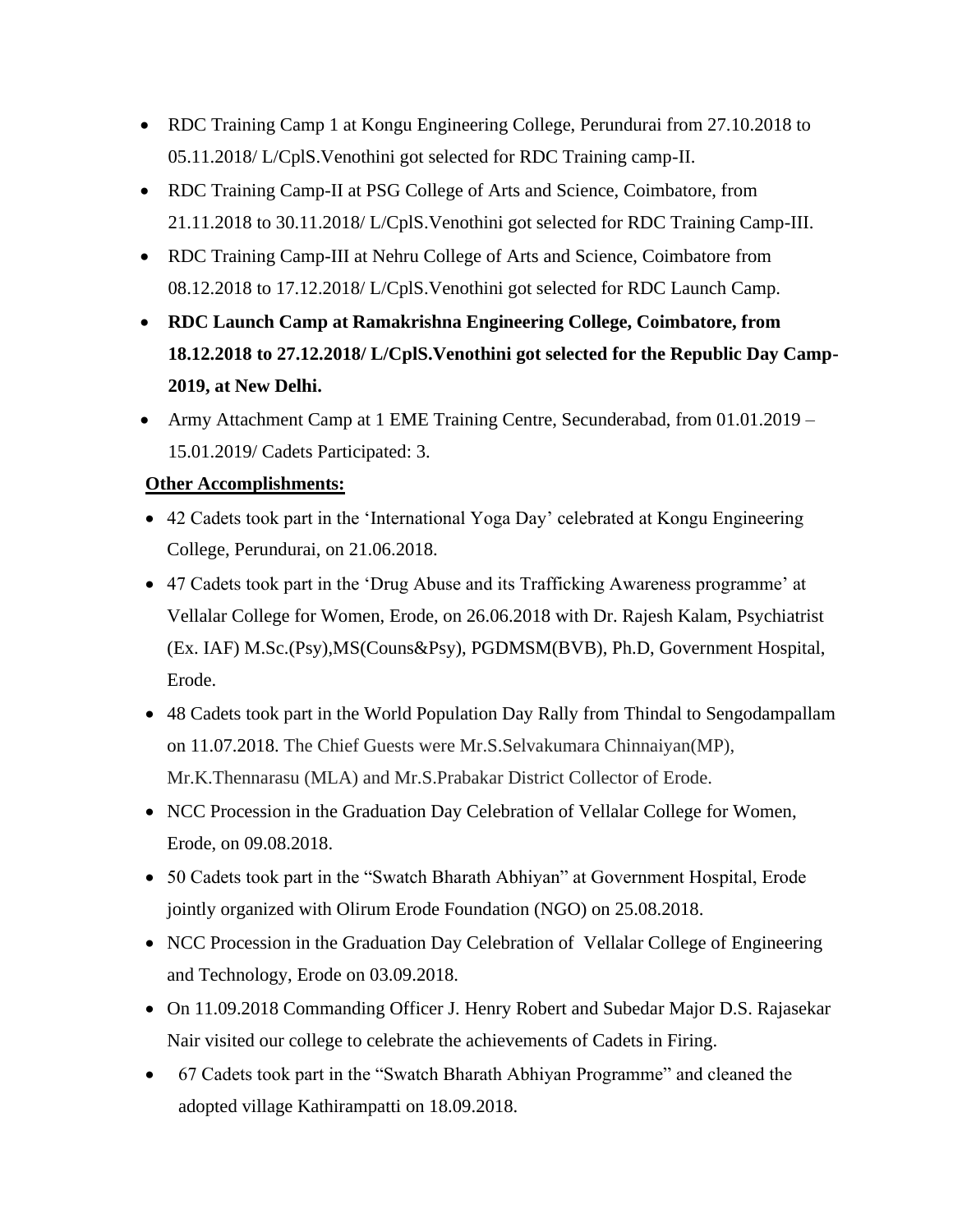- RDC Training Camp 1 at Kongu Engineering College, Perundurai from 27.10.2018 to 05.11.2018/ L/CplS.Venothini got selected for RDC Training camp-II.
- RDC Training Camp-II at PSG College of Arts and Science, Coimbatore, from 21.11.2018 to 30.11.2018/ L/CplS.Venothini got selected for RDC Training Camp-III.
- RDC Training Camp-III at Nehru College of Arts and Science, Coimbatore from 08.12.2018 to 17.12.2018/ L/CplS.Venothini got selected for RDC Launch Camp.
- **RDC Launch Camp at Ramakrishna Engineering College, Coimbatore, from 18.12.2018 to 27.12.2018/ L/CplS.Venothini got selected for the Republic Day Camp-2019, at New Delhi.**
- Army Attachment Camp at 1 EME Training Centre, Secunderabad, from 01.01.2019 – 15.01.2019/ Cadets Participated: 3.

**Other Accomplishments:**

- 42 Cadets took part in the 'International Yoga Day' celebrated at Kongu Engineering College, Perundurai, on 21.06.2018.
- 47 Cadets took part in the 'Drug Abuse and its Trafficking Awareness programme' at Vellalar College for Women, Erode, on 26.06.2018 with Dr. Rajesh Kalam, Psychiatrist (Ex. IAF) M.Sc.(Psy),MS(Couns&Psy), PGDMSM(BVB), Ph.D, Government Hospital, Erode.
- 48 Cadets took part in the World Population Day Rally from Thindal to Sengodampallam on 11.07.2018. The Chief Guests were Mr.S.Selvakumara Chinnaiyan(MP), Mr.K.Thennarasu (MLA) and Mr.S.Prabakar District Collector of Erode.
- NCC Procession in the Graduation Day Celebration of Vellalar College for Women, Erode, on 09.08.2018.
- 50 Cadets took part in the "Swatch Bharath Abhiyan" at Government Hospital, Erode jointly organized with Olirum Erode Foundation (NGO) on 25.08.2018.
- NCC Procession in the Graduation Day Celebration of Vellalar College of Engineering and Technology, Erode on 03.09.2018.
- On 11.09.2018 Commanding Officer J. Henry Robert and Subedar Major D.S. Rajasekar Nair visited our college to celebrate the achievements of Cadets in Firing.
- 67 Cadets took part in the "Swatch Bharath Abhiyan Programme" and cleaned the adopted village Kathirampatti on 18.09.2018.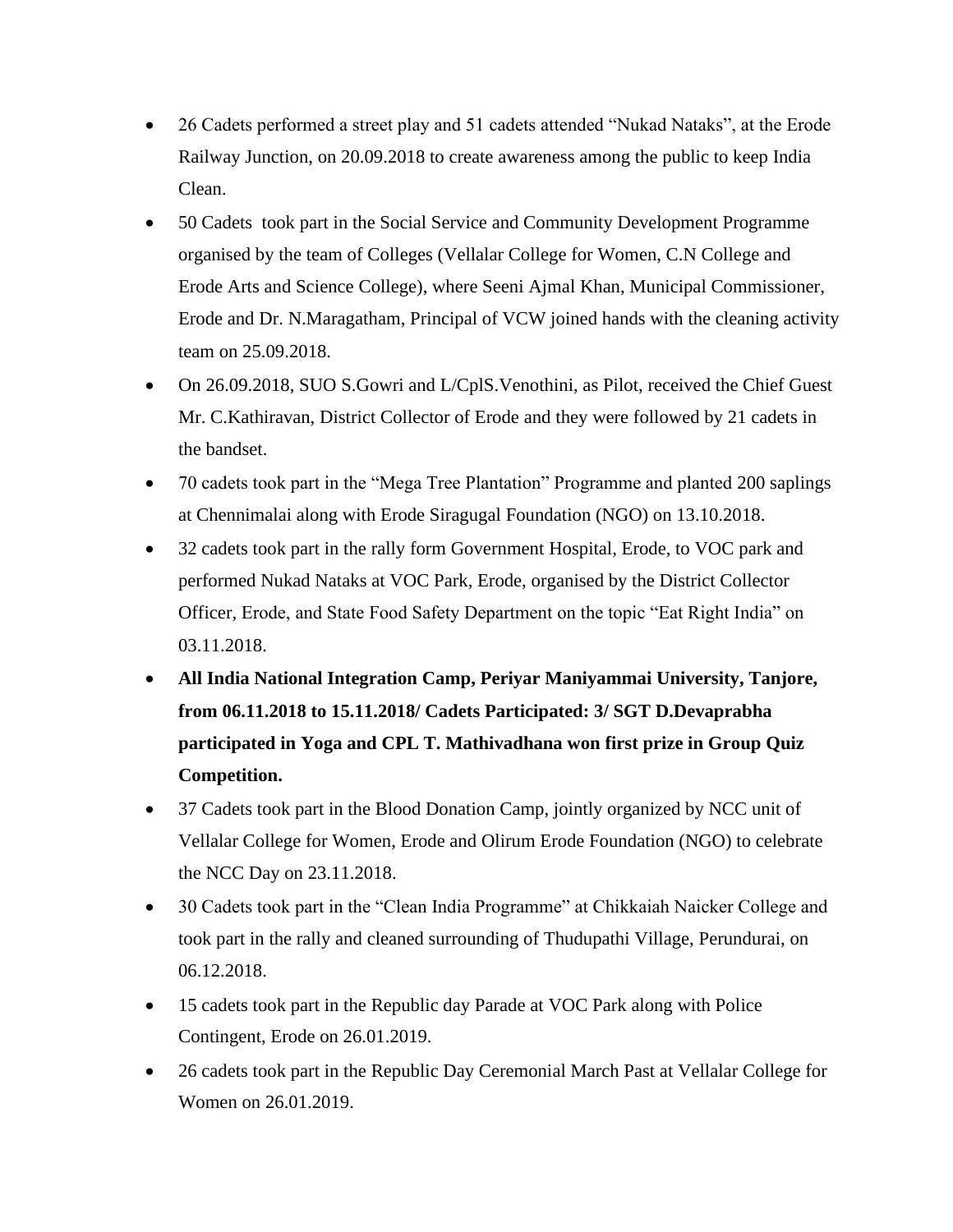- 26 Cadets performed a street play and 51 cadets attended "Nukad Nataks", at the Erode Railway Junction, on 20.09.2018 to create awareness among the public to keep India Clean.
- 50 Cadets took part in the Social Service and Community Development Programme organised by the team of Colleges (Vellalar College for Women, C.N College and Erode Arts and Science College), where Seeni Ajmal Khan, Municipal Commissioner, Erode and Dr. N.Maragatham, Principal of VCW joined hands with the cleaning activity team on 25.09.2018.
- On 26.09.2018, SUO S.Gowri and L/CplS.Venothini, as Pilot, received the Chief Guest Mr. C.Kathiravan, District Collector of Erode and they were followed by 21 cadets in the bandset.
- 70 cadets took part in the "Mega Tree Plantation" Programme and planted 200 saplings at Chennimalai along with Erode Siragugal Foundation (NGO) on 13.10.2018.
- 32 cadets took part in the rally form Government Hospital, Erode, to VOC park and performed Nukad Nataks at VOC Park, Erode, organised by the District Collector Officer, Erode, and State Food Safety Department on the topic "Eat Right India" on 03.11.2018.
- **All India National Integration Camp, Periyar Maniyammai University, Tanjore, from 06.11.2018 to 15.11.2018/ Cadets Participated: 3/ SGT D.Devaprabha participated in Yoga and CPL T. Mathivadhana won first prize in Group Quiz Competition.**
- 37 Cadets took part in the Blood Donation Camp, jointly organized by NCC unit of Vellalar College for Women, Erode and Olirum Erode Foundation (NGO) to celebrate the NCC Day on 23.11.2018.
- 30 Cadets took part in the "Clean India Programme" at Chikkaiah Naicker College and took part in the rally and cleaned surrounding of Thudupathi Village, Perundurai, on 06.12.2018.
- 15 cadets took part in the Republic day Parade at VOC Park along with Police Contingent, Erode on 26.01.2019.
- 26 cadets took part in the Republic Day Ceremonial March Past at Vellalar College for Women on 26.01.2019.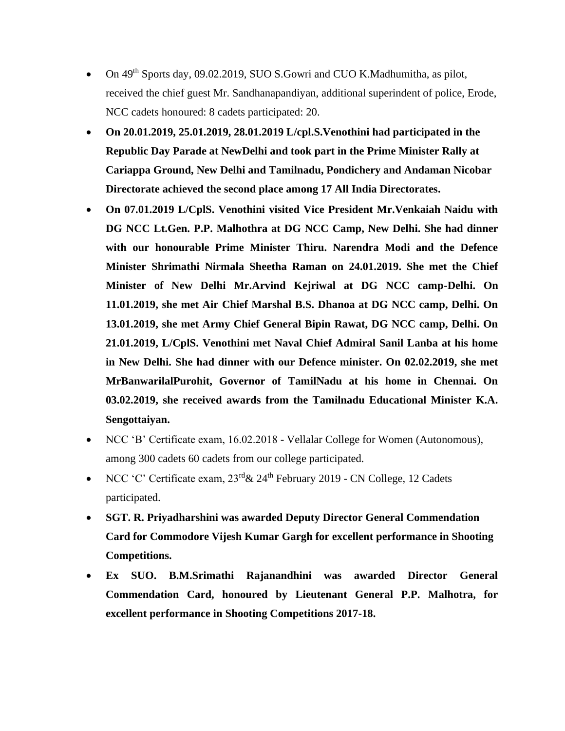- On 49th Sports day, 09.02.2019, SUO S.Gowri and CUO K.Madhumitha, as pilot, received the chief guest Mr. Sandhanapandiyan, additional superindent of police, Erode, NCC cadets honoured: 8 cadets participated: 20.
- **On 20.01.2019, 25.01.2019, 28.01.2019 L/cpl.S.Venothini had participated in the Republic Day Parade at NewDelhi and took part in the Prime Minister Rally at Cariappa Ground, New Delhi and Tamilnadu, Pondichery and Andaman Nicobar Directorate achieved the second place among 17 All India Directorates.**
- **On 07.01.2019 L/CplS. Venothini visited Vice President Mr.Venkaiah Naidu with DG NCC Lt.Gen. P.P. Malhothra at DG NCC Camp, New Delhi. She had dinner with our honourable Prime Minister Thiru. Narendra Modi and the Defence Minister Shrimathi Nirmala Sheetha Raman on 24.01.2019. She met the Chief Minister of New Delhi Mr.Arvind Kejriwal at DG NCC camp-Delhi. On 11.01.2019, she met Air Chief Marshal B.S. Dhanoa at DG NCC camp, Delhi. On 13.01.2019, she met Army Chief General Bipin Rawat, DG NCC camp, Delhi. On 21.01.2019, L/CplS. Venothini met Naval Chief Admiral Sanil Lanba at his home in New Delhi. She had dinner with our Defence minister. On 02.02.2019, she met MrBanwarilalPurohit, Governor of TamilNadu at his home in Chennai. On 03.02.2019, she received awards from the Tamilnadu Educational Minister K.A. Sengottaiyan.**
- NCC 'B' Certificate exam, 16.02.2018 - Vellalar College for Women (Autonomous), among 300 cadets 60 cadets from our college participated.
- NCC 'C' Certificate exam, 23rd& 24th February 2019 - CN College, 12 Cadets participated.
- **SGT. R. Priyadharshini was awarded Deputy Director General Commendation Card for Commodore Vijesh Kumar Gargh for excellent performance in Shooting Competitions.**
- **Ex SUO. B.M.Srimathi Rajanandhini was awarded Director General Commendation Card, honoured by Lieutenant General P.P. Malhotra, for excellent performance in Shooting Competitions 2017-18.**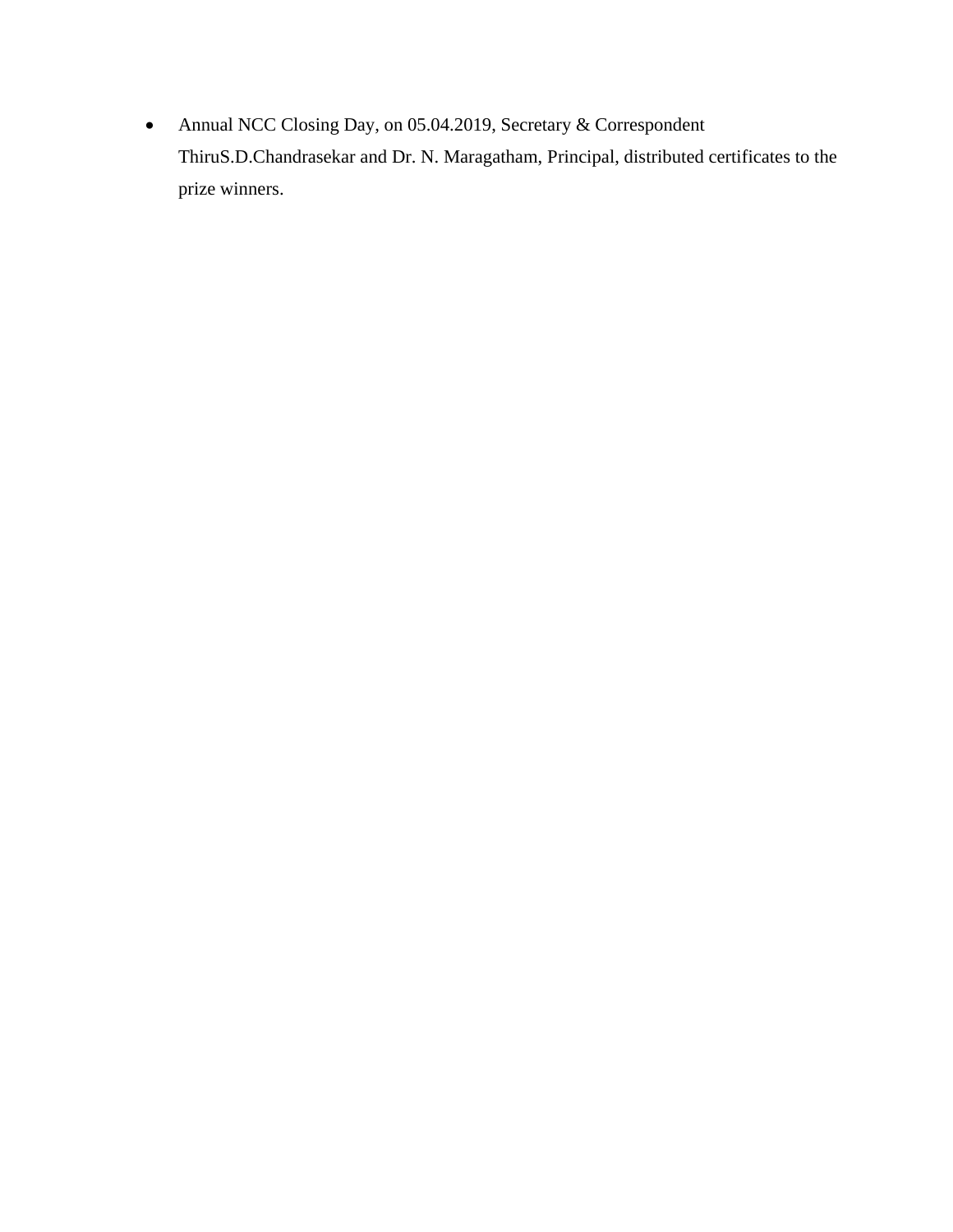- Annual NCC Closing Day, on 05.04.2019, Secretary & Correspondent ThiruS.D.Chandrasekar and Dr. N. Maragatham, Principal, distributed certificates to the prize winners.